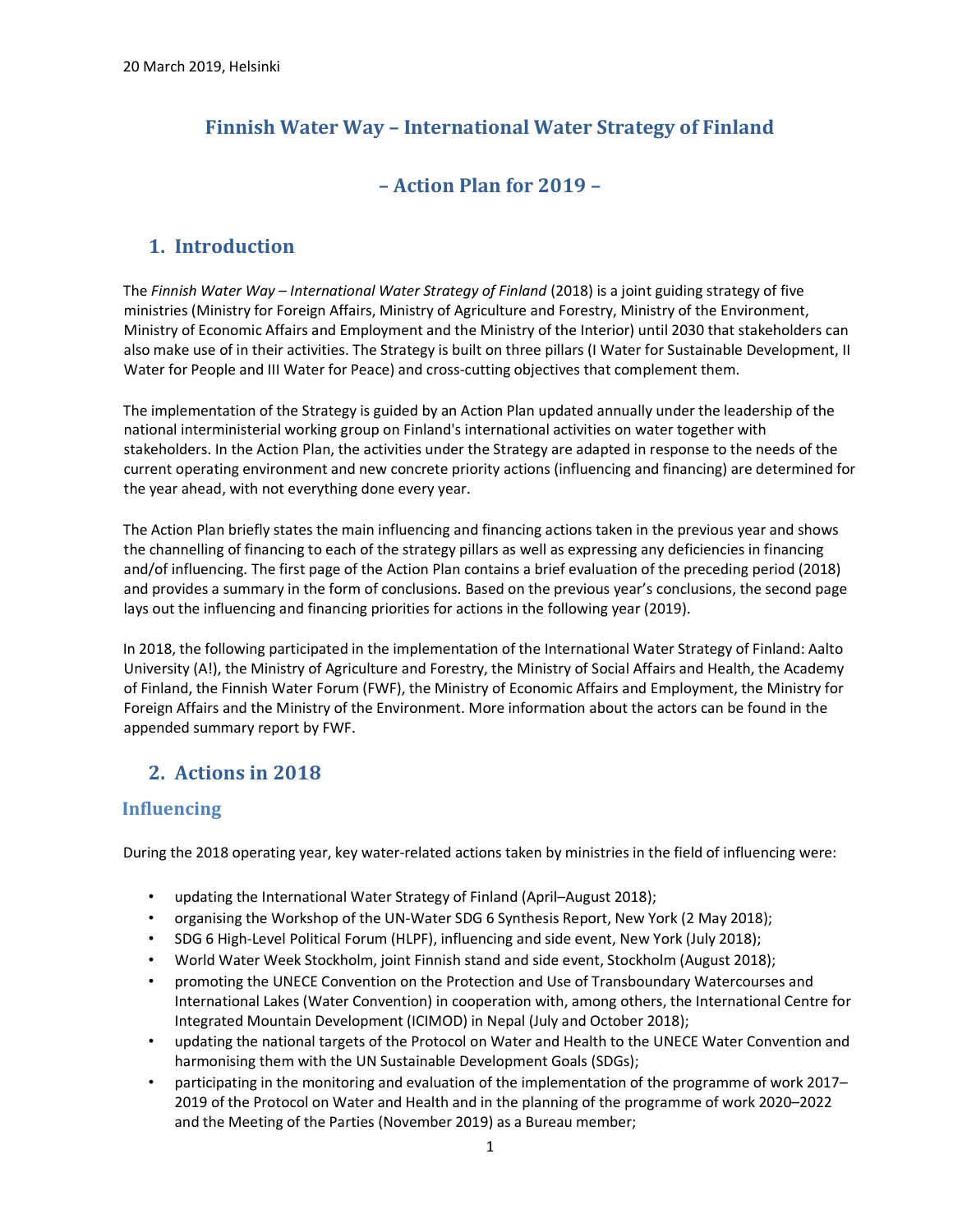20 March 2019, Helsinki

# Finnish Water Way – International Water Strategy of Finland

# – Action Plan for 2019 –

## 1. Introduction

The *Finnish Water Way – International Water Strategy of Finland* (2018) is a joint guiding strategy of five ministries (Ministry for Foreign Affairs, Ministry of Agriculture and Forestry, Ministry of the Environment, Ministry of Economic Affairs and Employment and the Ministry of the Interior) until 2030 that stakeholders can also make use of in their activities. The Strategy is built on three pillars (I Water for Sustainable Development, II Water for People and III Water for Peace) and cross-cutting objectives that complement them.

The implementation of the Strategy is guided by an Action Plan updated annually under the leadership of the national interministerial working group on Finland's international activities on water together with stakeholders. In the Action Plan, the activities under the Strategy are adapted in response to the needs of the current operating environment and new concrete priority actions (influencing and financing) are determined for the year ahead, with not everything done every year.

The Action Plan briefly states the main influencing and financing actions taken in the previous year and shows the channelling of financing to each of the strategy pillars as well as expressing any deficiencies in financing and/of influencing. The first page of the Action Plan contains a brief evaluation of the preceding period (2018) and provides a summary in the form of conclusions. Based on the previous year's conclusions, the second page lays out the influencing and financing priorities for actions in the following year (2019).

In 2018, the following participated in the implementation of the International Water Strategy of Finland: Aalto University (A!), the Ministry of Agriculture and Forestry, the Ministry of Social Affairs and Health, the Academy of Finland, the Finnish Water Forum (FWF), the Ministry of Economic Affairs and Employment, the Ministry for Foreign Affairs and the Ministry of the Environment. More information about the actors can be found in the appended summary report by FWF.

## 2. Actions in 2018

### Influencing

During the 2018 operating year, key water-related actions taken by ministries in the field of influencing were:

- updating the International Water Strategy of Finland (April–August 2018);
- organising the Workshop of the UN-Water SDG 6 Synthesis Report, New York (2 May 2018);
- SDG 6 High-Level Political Forum (HLPF), influencing and side event, New York (July 2018);
- World Water Week Stockholm, joint Finnish stand and side event, Stockholm (August 2018);
- promoting the UNECE Convention on the Protection and Use of Transboundary Watercourses and International Lakes (Water Convention) in cooperation with, among others, the International Centre for Integrated Mountain Development (ICIMOD) in Nepal (July and October 2018);
- updating the national targets of the Protocol on Water and Health to the UNECE Water Convention and harmonising them with the UN Sustainable Development Goals (SDGs);
- participating in the monitoring and evaluation of the implementation of the programme of work 2017–2019 of the Protocol on Water and Health and in the planning of the programme of work 2020–2022 and the Meeting of the Parties (November 2019) as a Bureau member;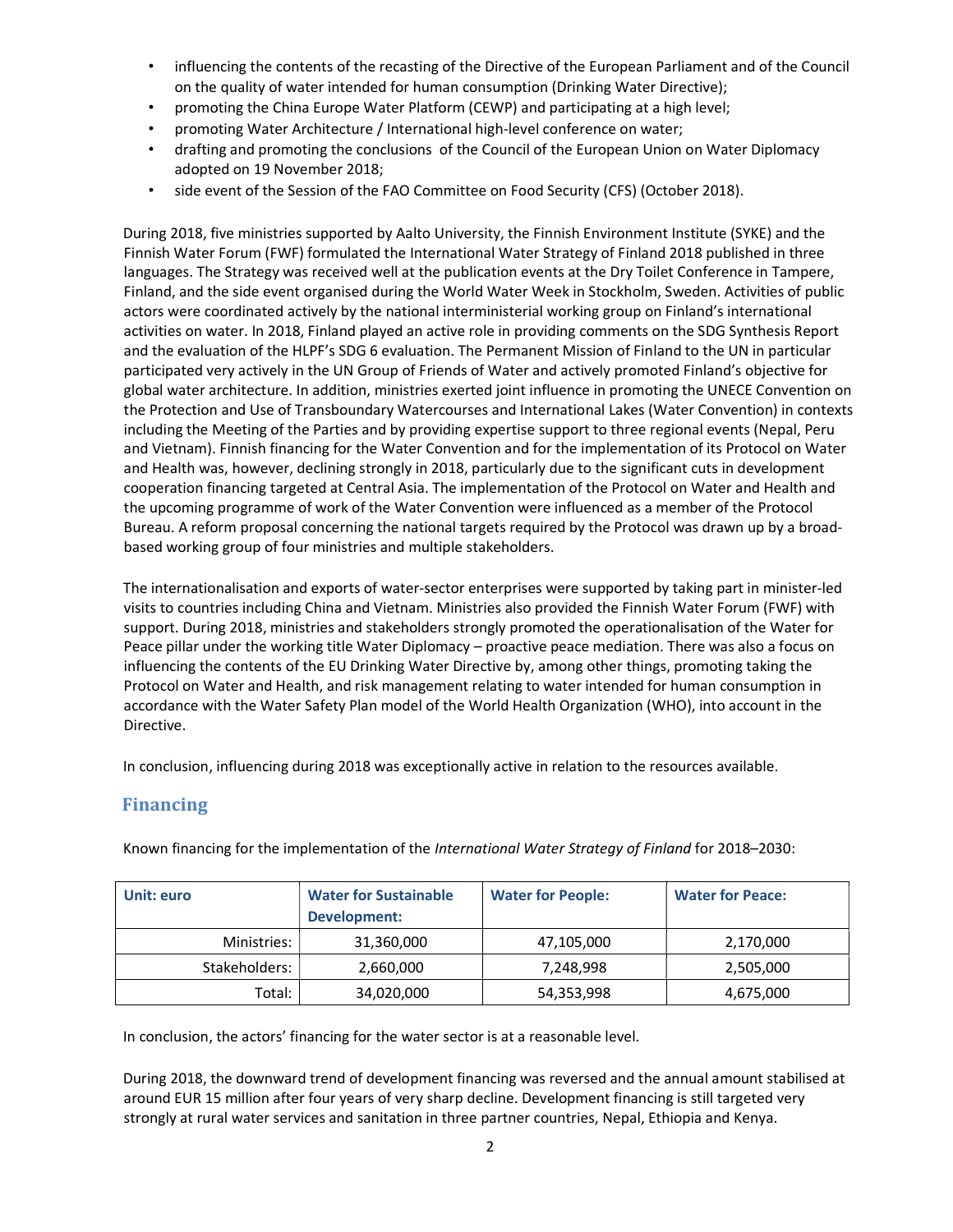- influencing the contents of the recasting of the Directive of the European Parliament and of the Council on the quality of water intended for human consumption (Drinking Water Directive);
- promoting the China Europe Water Platform (CEWP) and participating at a high level;
- promoting Water Architecture / International high-level conference on water;
- drafting and promoting the conclusions of the Council of the European Union on Water Diplomacy adopted on 19 November 2018;
- side event of the Session of the FAO Committee on Food Security (CFS) (October 2018).

During 2018, five ministries supported by Aalto University, the Finnish Environment Institute (SYKE) and the Finnish Water Forum (FWF) formulated the International Water Strategy of Finland 2018 published in three languages. The Strategy was received well at the publication events at the Dry Toilet Conference in Tampere, Finland, and the side event organised during the World Water Week in Stockholm, Sweden. Activities of public actors were coordinated actively by the national interministerial working group on Finland's international activities on water. In 2018, Finland played an active role in providing comments on the SDG Synthesis Report and the evaluation of the HLPF's SDG 6 evaluation. The Permanent Mission of Finland to the UN in particular participated very actively in the UN Group of Friends of Water and actively promoted Finland's objective for global water architecture. In addition, ministries exerted joint influence in promoting the UNECE Convention on the Protection and Use of Transboundary Watercourses and International Lakes (Water Convention) in contexts including the Meeting of the Parties and by providing expertise support to three regional events (Nepal, Peru and Vietnam). Finnish financing for the Water Convention and for the implementation of its Protocol on Water and Health was, however, declining strongly in 2018, particularly due to the significant cuts in development cooperation financing targeted at Central Asia. The implementation of the Protocol on Water and Health and the upcoming programme of work of the Water Convention were influenced as a member of the Protocol Bureau. A reform proposal concerning the national targets required by the Protocol was drawn up by a broad-based working group of four ministries and multiple stakeholders.

The internationalisation and exports of water-sector enterprises were supported by taking part in minister-led visits to countries including China and Vietnam. Ministries also provided the Finnish Water Forum (FWF) with support. During 2018, ministries and stakeholders strongly promoted the operationalisation of the Water for Peace pillar under the working title Water Diplomacy – proactive peace mediation. There was also a focus on influencing the contents of the EU Drinking Water Directive by, among other things, promoting taking the Protocol on Water and Health, and risk management relating to water intended for human consumption in accordance with the Water Safety Plan model of the World Health Organization (WHO), into account in the Directive.

In conclusion, influencing during 2018 was exceptionally active in relation to the resources available.

## Financing

Known financing for the implementation of the *International Water Strategy of Finland* for 2018–2030:

| Unit: euro | Water for Sustainable Development: | Water for People: | Water for Peace: |
|---|---|---|---|
| Ministries: | 31,360,000 | 47,105,000 | 2,170,000 |
| Stakeholders: | 2,660,000 | 7,248,998 | 2,505,000 |
| Total: | 34,020,000 | 54,353,998 | 4,675,000 |

In conclusion, the actors' financing for the water sector is at a reasonable level.

During 2018, the downward trend of development financing was reversed and the annual amount stabilised at around EUR 15 million after four years of very sharp decline. Development financing is still targeted very strongly at rural water services and sanitation in three partner countries, Nepal, Ethiopia and Kenya.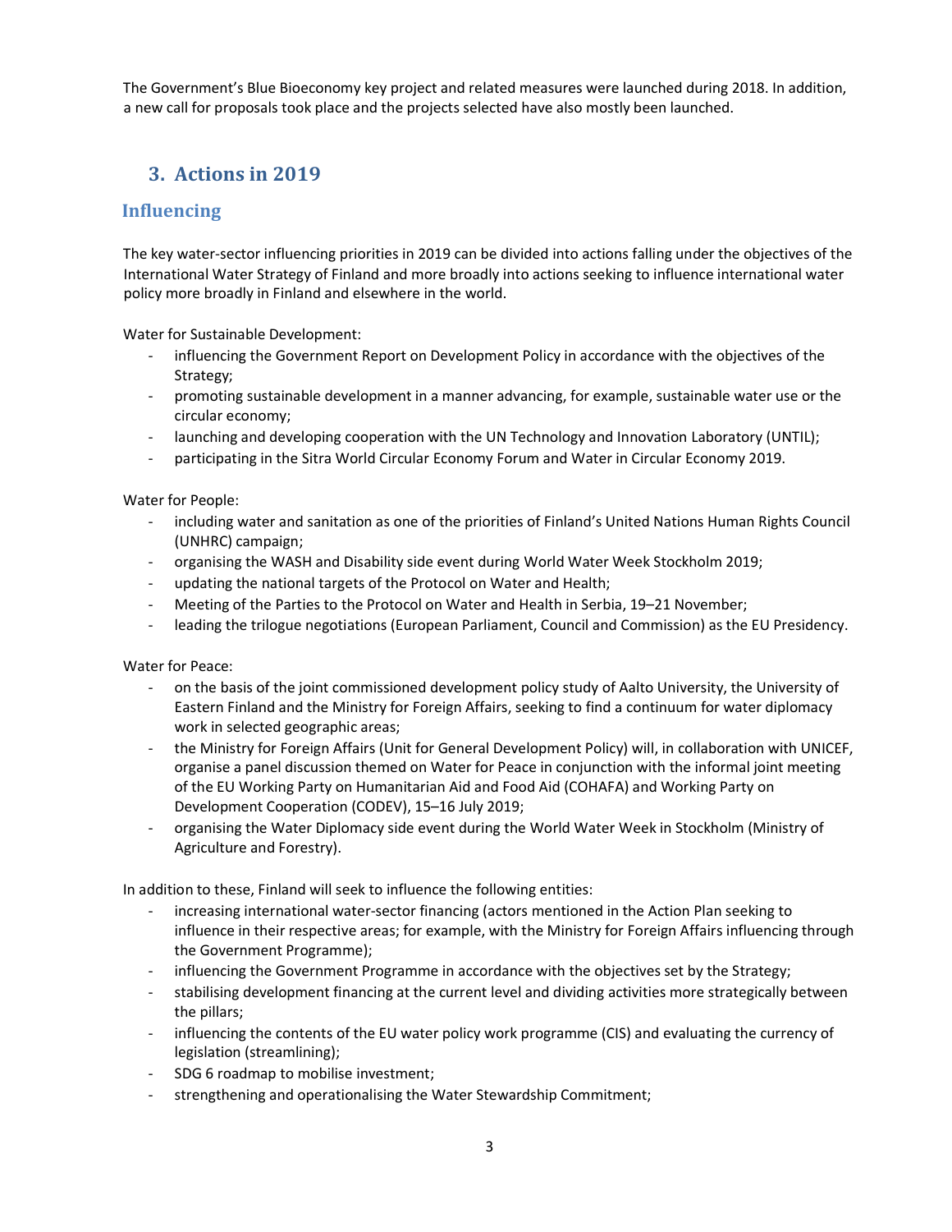The Government's Blue Bioeconomy key project and related measures were launched during 2018. In addition, a new call for proposals took place and the projects selected have also mostly been launched.

## 3. Actions in 2019

### Influencing

The key water-sector influencing priorities in 2019 can be divided into actions falling under the objectives of the International Water Strategy of Finland and more broadly into actions seeking to influence international water policy more broadly in Finland and elsewhere in the world.

Water for Sustainable Development:

- influencing the Government Report on Development Policy in accordance with the objectives of the Strategy;
- promoting sustainable development in a manner advancing, for example, sustainable water use or the circular economy;
- launching and developing cooperation with the UN Technology and Innovation Laboratory (UNTIL);
- participating in the Sitra World Circular Economy Forum and Water in Circular Economy 2019.

Water for People:

- including water and sanitation as one of the priorities of Finland's United Nations Human Rights Council (UNHRC) campaign;
- organising the WASH and Disability side event during World Water Week Stockholm 2019;
- updating the national targets of the Protocol on Water and Health;
- Meeting of the Parties to the Protocol on Water and Health in Serbia, 19–21 November;
- leading the trilogue negotiations (European Parliament, Council and Commission) as the EU Presidency.

Water for Peace:

- on the basis of the joint commissioned development policy study of Aalto University, the University of Eastern Finland and the Ministry for Foreign Affairs, seeking to find a continuum for water diplomacy work in selected geographic areas;
- the Ministry for Foreign Affairs (Unit for General Development Policy) will, in collaboration with UNICEF, organise a panel discussion themed on Water for Peace in conjunction with the informal joint meeting of the EU Working Party on Humanitarian Aid and Food Aid (COHAFA) and Working Party on Development Cooperation (CODEV), 15–16 July 2019;
- organising the Water Diplomacy side event during the World Water Week in Stockholm (Ministry of Agriculture and Forestry).

In addition to these, Finland will seek to influence the following entities:

- increasing international water-sector financing (actors mentioned in the Action Plan seeking to influence in their respective areas; for example, with the Ministry for Foreign Affairs influencing through the Government Programme);
- influencing the Government Programme in accordance with the objectives set by the Strategy;
- stabilising development financing at the current level and dividing activities more strategically between the pillars;
- influencing the contents of the EU water policy work programme (CIS) and evaluating the currency of legislation (streamlining);
- SDG 6 roadmap to mobilise investment;
- strengthening and operationalising the Water Stewardship Commitment;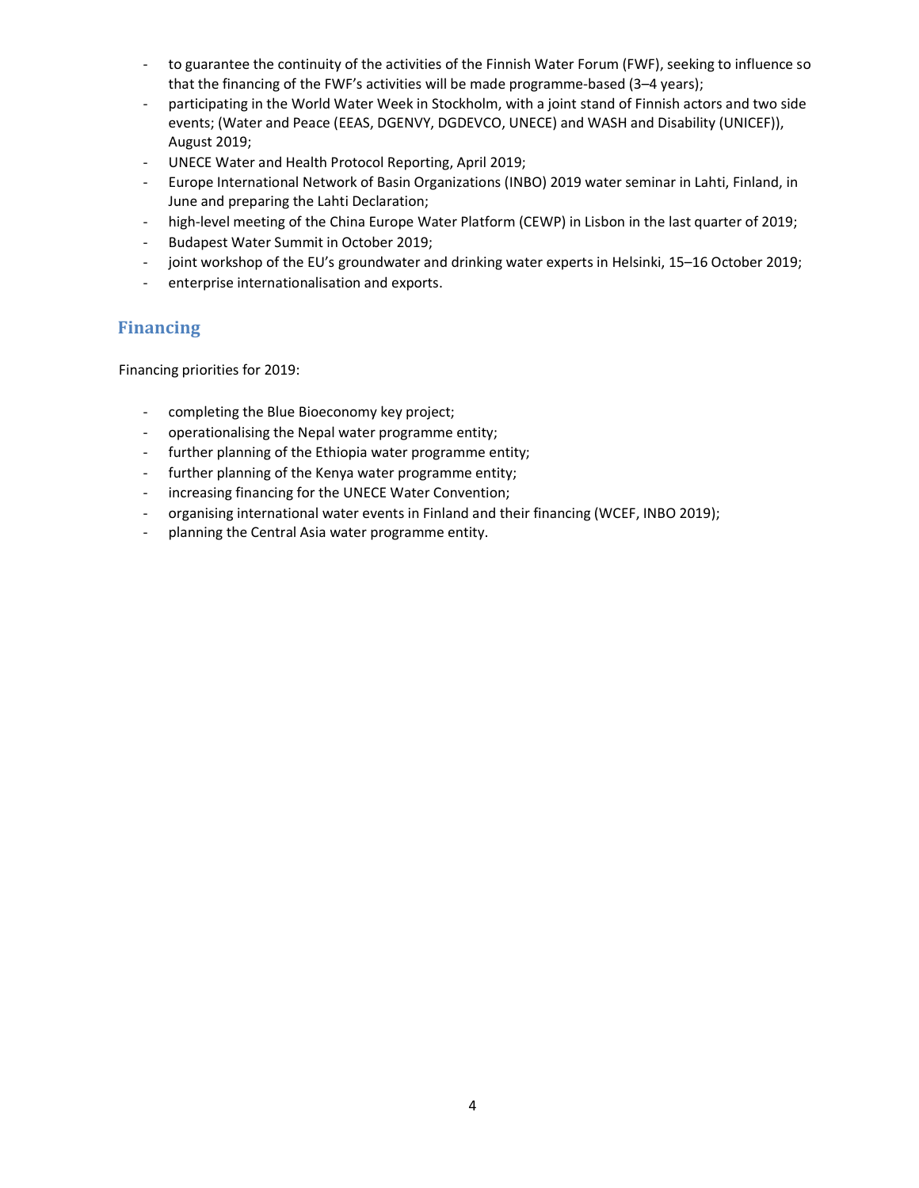- to guarantee the continuity of the activities of the Finnish Water Forum (FWF), seeking to influence so that the financing of the FWF's activities will be made programme-based (3–4 years);
- participating in the World Water Week in Stockholm, with a joint stand of Finnish actors and two side events; (Water and Peace (EEAS, DGENVY, DGDEVCO, UNECE) and WASH and Disability (UNICEF)), August 2019;
- UNECE Water and Health Protocol Reporting, April 2019;
- Europe International Network of Basin Organizations (INBO) 2019 water seminar in Lahti, Finland, in June and preparing the Lahti Declaration;
- high-level meeting of the China Europe Water Platform (CEWP) in Lisbon in the last quarter of 2019;
- Budapest Water Summit in October 2019;
- joint workshop of the EU's groundwater and drinking water experts in Helsinki, 15–16 October 2019;
- enterprise internationalisation and exports.

## Financing

Financing priorities for 2019:

- completing the Blue Bioeconomy key project;
- operationalising the Nepal water programme entity;
- further planning of the Ethiopia water programme entity;
- further planning of the Kenya water programme entity;
- increasing financing for the UNECE Water Convention;
- organising international water events in Finland and their financing (WCEF, INBO 2019);
- planning the Central Asia water programme entity.